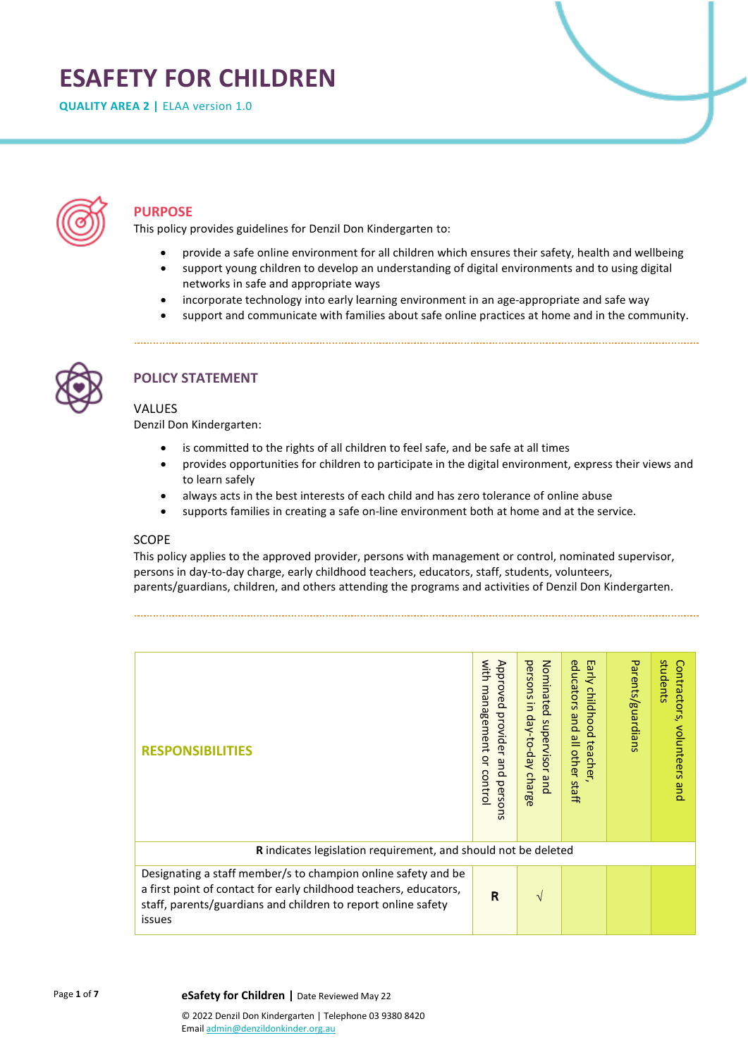# ESAFETY FOR CHILDREN

**QUALITY AREA 2 |** ELAA version 1.0

## PURPOSE

This policy provides guidelines for Denzil Don Kindergarten to:

- provide a safe online environment for all children which ensures their safety, health and wellbeing
- support young children to develop an understanding of digital environments and to using digital networks in safe and appropriate ways
- incorporate technology into early learning environment in an age-appropriate and safe way
- support and communicate with families about safe online practices at home and in the community.

## POLICY STATEMENT

### VALUES

Denzil Don Kindergarten:

- is committed to the rights of all children to feel safe, and be safe at all times
- provides opportunities for children to participate in the digital environment, express their views and to learn safely
- always acts in the best interests of each child and has zero tolerance of online abuse
- supports families in creating a safe on-line environment both at home and at the service.

### SCOPE

This policy applies to the approved provider, persons with management or control, nominated supervisor, persons in day-to-day charge, early childhood teachers, educators, staff, students, volunteers, parents/guardians, children, and others attending the programs and activities of Denzil Don Kindergarten.

| RESPONSIBILITIES | Approved provider and persons with management or control | Nominated supervisor and persons in day-to-day charge | Early childhood teacher, educators and all other staff | Parents/guardians | Contractors, volunteers and students |
|---|---|---|---|---|---|
| **R** indicates legislation requirement, and should not be deleted | | | | | |
| Designating a staff member/s to champion online safety and be a first point of contact for early childhood teachers, educators, staff, parents/guardians and children to report online safety issues | R | √ | | | |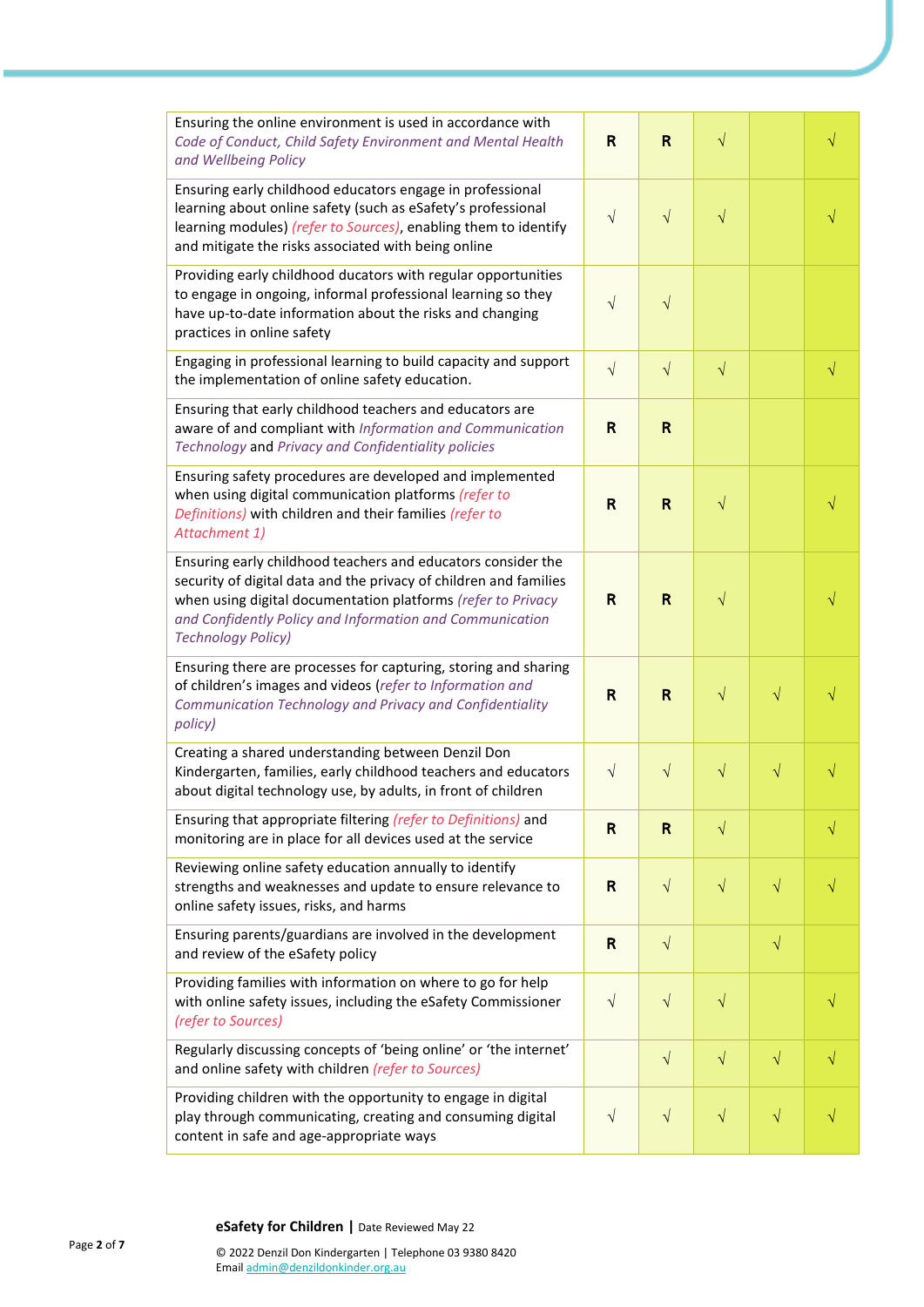| | | | | | |
|---|---|---|---|---|---|
| Ensuring the online environment is used in accordance with *Code of Conduct, Child Safety Environment and Mental Health and Wellbeing Policy* | R | R | √ | | √ |
| Ensuring early childhood educators engage in professional learning about online safety (such as eSafety's professional learning modules) *(refer to Sources)*, enabling them to identify and mitigate the risks associated with being online | √ | √ | √ | | √ |
| Providing early childhood ducators with regular opportunities to engage in ongoing, informal professional learning so they have up-to-date information about the risks and changing practices in online safety | √ | √ | | | |
| Engaging in professional learning to build capacity and support the implementation of online safety education. | √ | √ | √ | | √ |
| Ensuring that early childhood teachers and educators are aware of and compliant with *Information and Communication Technology* and *Privacy and Confidentiality policies* | R | R | | | |
| Ensuring safety procedures are developed and implemented when using digital communication platforms *(refer to Definitions)* with children and their families *(refer to Attachment 1)* | R | R | √ | | √ |
| Ensuring early childhood teachers and educators consider the security of digital data and the privacy of children and families when using digital documentation platforms *(refer to Privacy and Confidently Policy and Information and Communication Technology Policy)* | R | R | √ | | √ |
| Ensuring there are processes for capturing, storing and sharing of children's images and videos (*refer to Information and Communication Technology and Privacy and Confidentiality policy)* | R | R | √ | √ | √ |
| Creating a shared understanding between Denzil Don Kindergarten, families, early childhood teachers and educators about digital technology use, by adults, in front of children | √ | √ | √ | √ | √ |
| Ensuring that appropriate filtering *(refer to Definitions)* and monitoring are in place for all devices used at the service | R | R | √ | | √ |
| Reviewing online safety education annually to identify strengths and weaknesses and update to ensure relevance to online safety issues, risks, and harms | R | √ | √ | √ | √ |
| Ensuring parents/guardians are involved in the development and review of the eSafety policy | R | √ | | √ | |
| Providing families with information on where to go for help with online safety issues, including the eSafety Commissioner *(refer to Sources)* | √ | √ | √ | | √ |
| Regularly discussing concepts of 'being online' or 'the internet' and online safety with children *(refer to Sources)* | | √ | √ | √ | √ |
| Providing children with the opportunity to engage in digital play through communicating, creating and consuming digital content in safe and age-appropriate ways | √ | √ | √ | √ | √ |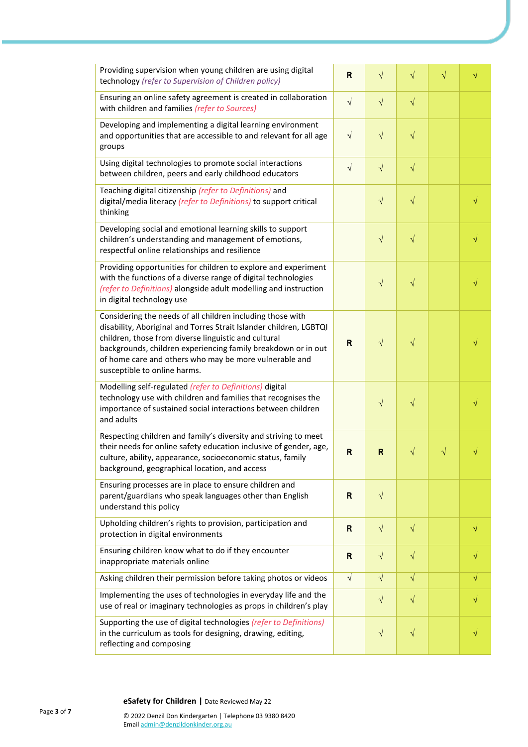| | | | | | |
|---|---|---|---|---|---|
| Providing supervision when young children are using digital technology *(refer to Supervision of Children policy)* | **R** | √ | √ | √ | √ |
| Ensuring an online safety agreement is created in collaboration with children and families *(refer to Sources)* | √ | √ | √ | | |
| Developing and implementing a digital learning environment and opportunities that are accessible to and relevant for all age groups | √ | √ | √ | | |
| Using digital technologies to promote social interactions between children, peers and early childhood educators | √ | √ | √ | | |
| Teaching digital citizenship *(refer to Definitions)* and digital/media literacy *(refer to Definitions)* to support critical thinking | | √ | √ | | √ |
| Developing social and emotional learning skills to support children's understanding and management of emotions, respectful online relationships and resilience | | √ | √ | | √ |
| Providing opportunities for children to explore and experiment with the functions of a diverse range of digital technologies *(refer to Definitions)* alongside adult modelling and instruction in digital technology use | | √ | √ | | √ |
| Considering the needs of all children including those with disability, Aboriginal and Torres Strait Islander children, LGBTQI children, those from diverse linguistic and cultural backgrounds, children experiencing family breakdown or in out of home care and others who may be more vulnerable and susceptible to online harms. | **R** | √ | √ | | √ |
| Modelling self-regulated *(refer to Definitions)* digital technology use with children and families that recognises the importance of sustained social interactions between children and adults | | √ | √ | | √ |
| Respecting children and family's diversity and striving to meet their needs for online safety education inclusive of gender, age, culture, ability, appearance, socioeconomic status, family background, geographical location, and access | **R** | **R** | √ | √ | √ |
| Ensuring processes are in place to ensure children and parent/guardians who speak languages other than English understand this policy | **R** | √ | | | |
| Upholding children's rights to provision, participation and protection in digital environments | **R** | √ | √ | | √ |
| Ensuring children know what to do if they encounter inappropriate materials online | **R** | √ | √ | | √ |
| Asking children their permission before taking photos or videos | √ | √ | √ | | √ |
| Implementing the uses of technologies in everyday life and the use of real or imaginary technologies as props in children's play | | √ | √ | | √ |
| Supporting the use of digital technologies *(refer to Definitions)* in the curriculum as tools for designing, drawing, editing, reflecting and composing | | √ | √ | | √ |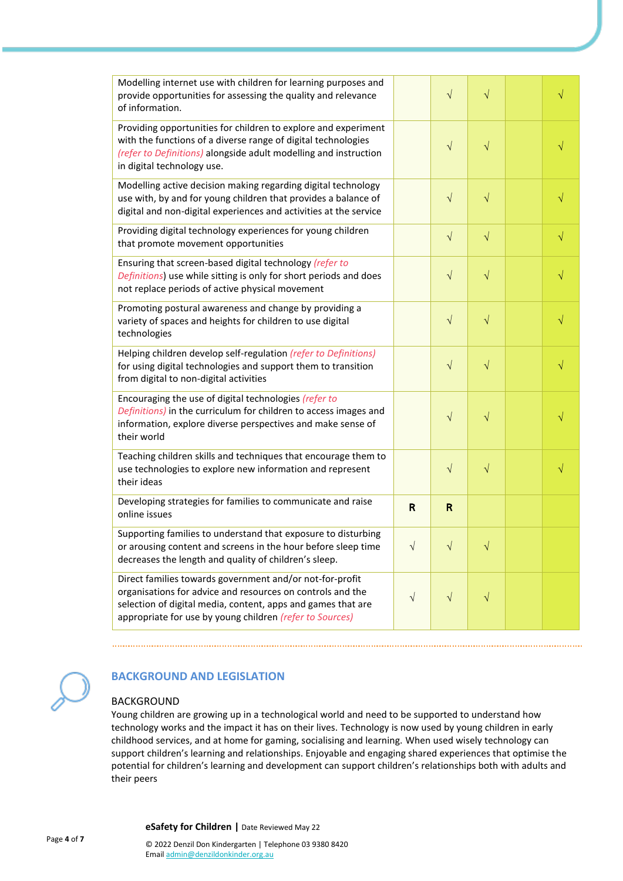| | | | | | |
|---|---|---|---|---|---|
| Modelling internet use with children for learning purposes and provide opportunities for assessing the quality and relevance of information. | | √ | √ | | √ |
| Providing opportunities for children to explore and experiment with the functions of a diverse range of digital technologies *(refer to Definitions)* alongside adult modelling and instruction in digital technology use. | | √ | √ | | √ |
| Modelling active decision making regarding digital technology use with, by and for young children that provides a balance of digital and non-digital experiences and activities at the service | | √ | √ | | √ |
| Providing digital technology experiences for young children that promote movement opportunities | | √ | √ | | √ |
| Ensuring that screen-based digital technology *(refer to Definitions)* use while sitting is only for short periods and does not replace periods of active physical movement | | √ | √ | | √ |
| Promoting postural awareness and change by providing a variety of spaces and heights for children to use digital technologies | | √ | √ | | √ |
| Helping children develop self-regulation *(refer to Definitions)* for using digital technologies and support them to transition from digital to non-digital activities | | √ | √ | | √ |
| Encouraging the use of digital technologies *(refer to Definitions)* in the curriculum for children to access images and information, explore diverse perspectives and make sense of their world | | √ | √ | | √ |
| Teaching children skills and techniques that encourage them to use technologies to explore new information and represent their ideas | | √ | √ | | √ |
| Developing strategies for families to communicate and raise online issues | **R** | **R** | | | |
| Supporting families to understand that exposure to disturbing or arousing content and screens in the hour before sleep time decreases the length and quality of children's sleep. | √ | √ | √ | | |
| Direct families towards government and/or not-for-profit organisations for advice and resources on controls and the selection of digital media, content, apps and games that are appropriate for use by young children *(refer to Sources)* | √ | √ | √ | | |

## BACKGROUND AND LEGISLATION

### BACKGROUND

Young children are growing up in a technological world and need to be supported to understand how technology works and the impact it has on their lives. Technology is now used by young children in early childhood services, and at home for gaming, socialising and learning. When used wisely technology can support children's learning and relationships. Enjoyable and engaging shared experiences that optimise the potential for children's learning and development can support children's relationships both with adults and their peers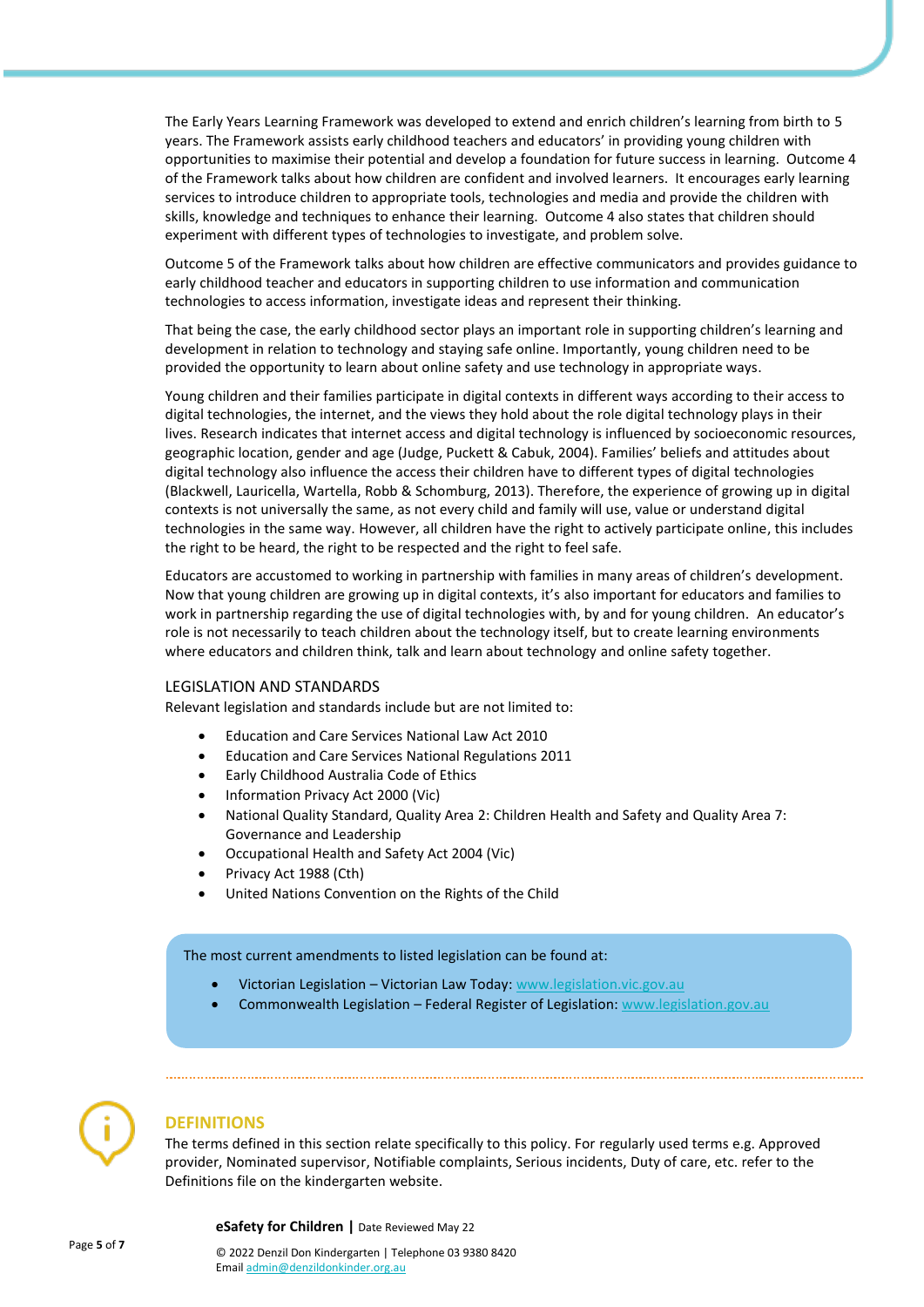The Early Years Learning Framework was developed to extend and enrich children's learning from birth to 5 years. The Framework assists early childhood teachers and educators' in providing young children with opportunities to maximise their potential and develop a foundation for future success in learning. Outcome 4 of the Framework talks about how children are confident and involved learners. It encourages early learning services to introduce children to appropriate tools, technologies and media and provide the children with skills, knowledge and techniques to enhance their learning. Outcome 4 also states that children should experiment with different types of technologies to investigate, and problem solve.

Outcome 5 of the Framework talks about how children are effective communicators and provides guidance to early childhood teacher and educators in supporting children to use information and communication technologies to access information, investigate ideas and represent their thinking.

That being the case, the early childhood sector plays an important role in supporting children's learning and development in relation to technology and staying safe online. Importantly, young children need to be provided the opportunity to learn about online safety and use technology in appropriate ways.

Young children and their families participate in digital contexts in different ways according to their access to digital technologies, the internet, and the views they hold about the role digital technology plays in their lives. Research indicates that internet access and digital technology is influenced by socioeconomic resources, geographic location, gender and age (Judge, Puckett & Cabuk, 2004). Families' beliefs and attitudes about digital technology also influence the access their children have to different types of digital technologies (Blackwell, Lauricella, Wartella, Robb & Schomburg, 2013). Therefore, the experience of growing up in digital contexts is not universally the same, as not every child and family will use, value or understand digital technologies in the same way. However, all children have the right to actively participate online, this includes the right to be heard, the right to be respected and the right to feel safe.

Educators are accustomed to working in partnership with families in many areas of children's development. Now that young children are growing up in digital contexts, it's also important for educators and families to work in partnership regarding the use of digital technologies with, by and for young children. An educator's role is not necessarily to teach children about the technology itself, but to create learning environments where educators and children think, talk and learn about technology and online safety together.

## LEGISLATION AND STANDARDS

Relevant legislation and standards include but are not limited to:

- Education and Care Services National Law Act 2010
- Education and Care Services National Regulations 2011
- Early Childhood Australia Code of Ethics
- Information Privacy Act 2000 (Vic)
- National Quality Standard, Quality Area 2: Children Health and Safety and Quality Area 7: Governance and Leadership
- Occupational Health and Safety Act 2004 (Vic)
- Privacy Act 1988 (Cth)
- United Nations Convention on the Rights of the Child

The most current amendments to listed legislation can be found at:

- Victorian Legislation – Victorian Law Today: www.legislation.vic.gov.au
- Commonwealth Legislation – Federal Register of Legislation: www.legislation.gov.au

## DEFINITIONS

The terms defined in this section relate specifically to this policy. For regularly used terms e.g. Approved provider, Nominated supervisor, Notifiable complaints, Serious incidents, Duty of care, etc. refer to the Definitions file on the kindergarten website.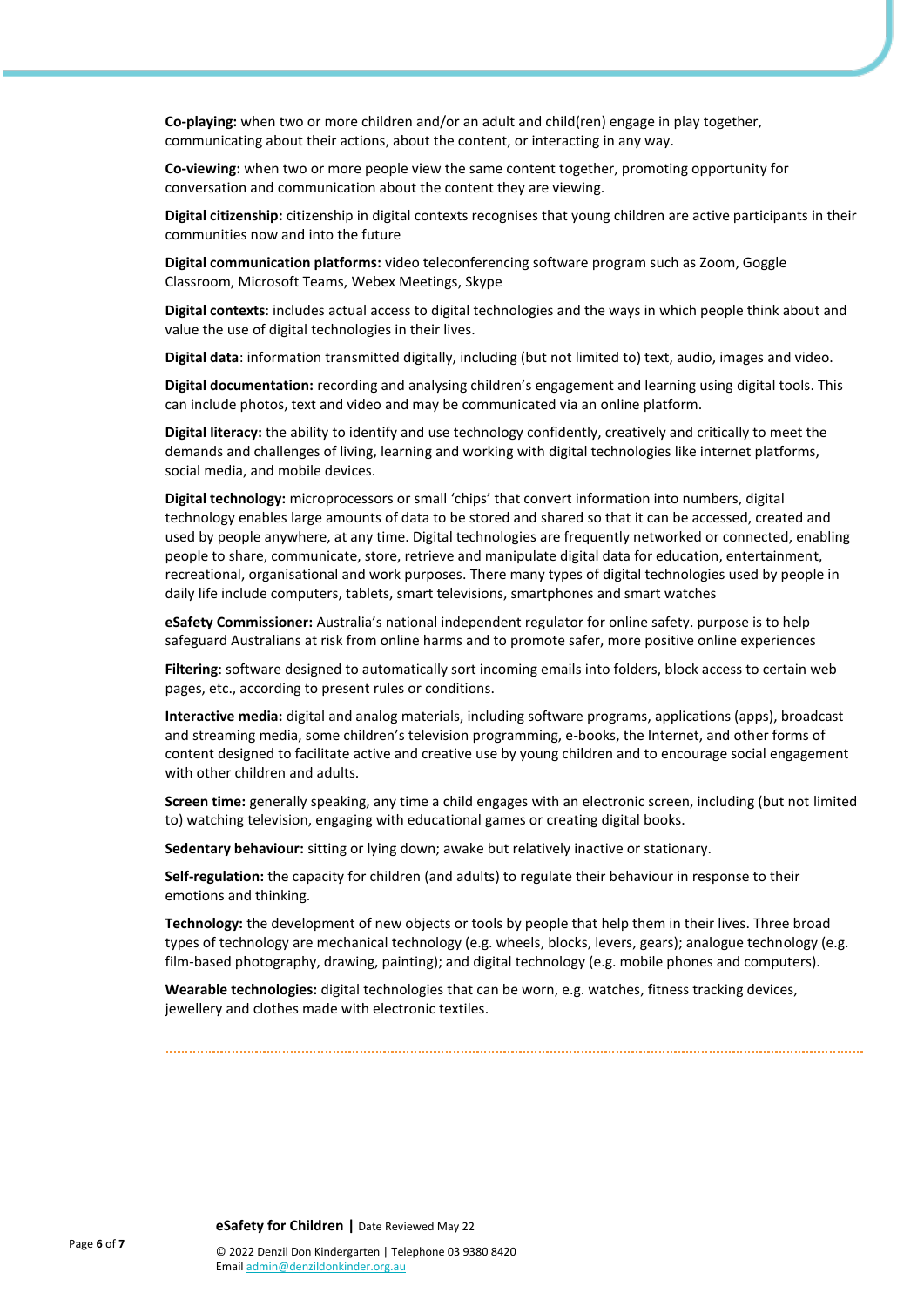**Co-playing:** when two or more children and/or an adult and child(ren) engage in play together, communicating about their actions, about the content, or interacting in any way.

**Co-viewing:** when two or more people view the same content together, promoting opportunity for conversation and communication about the content they are viewing.

**Digital citizenship:** citizenship in digital contexts recognises that young children are active participants in their communities now and into the future

**Digital communication platforms:** video teleconferencing software program such as Zoom, Goggle Classroom, Microsoft Teams, Webex Meetings, Skype

**Digital contexts**: includes actual access to digital technologies and the ways in which people think about and value the use of digital technologies in their lives.

**Digital data**: information transmitted digitally, including (but not limited to) text, audio, images and video.

**Digital documentation:** recording and analysing children's engagement and learning using digital tools. This can include photos, text and video and may be communicated via an online platform.

**Digital literacy:** the ability to identify and use technology confidently, creatively and critically to meet the demands and challenges of living, learning and working with digital technologies like internet platforms, social media, and mobile devices.

**Digital technology:** microprocessors or small 'chips' that convert information into numbers, digital technology enables large amounts of data to be stored and shared so that it can be accessed, created and used by people anywhere, at any time. Digital technologies are frequently networked or connected, enabling people to share, communicate, store, retrieve and manipulate digital data for education, entertainment, recreational, organisational and work purposes. There many types of digital technologies used by people in daily life include computers, tablets, smart televisions, smartphones and smart watches

**eSafety Commissioner:** Australia's national independent regulator for online safety. purpose is to help safeguard Australians at risk from online harms and to promote safer, more positive online experiences

**Filtering**: software designed to automatically sort incoming emails into folders, block access to certain web pages, etc., according to present rules or conditions.

**Interactive media:** digital and analog materials, including software programs, applications (apps), broadcast and streaming media, some children's television programming, e-books, the Internet, and other forms of content designed to facilitate active and creative use by young children and to encourage social engagement with other children and adults.

**Screen time:** generally speaking, any time a child engages with an electronic screen, including (but not limited to) watching television, engaging with educational games or creating digital books.

**Sedentary behaviour:** sitting or lying down; awake but relatively inactive or stationary.

**Self-regulation:** the capacity for children (and adults) to regulate their behaviour in response to their emotions and thinking.

**Technology:** the development of new objects or tools by people that help them in their lives. Three broad types of technology are mechanical technology (e.g. wheels, blocks, levers, gears); analogue technology (e.g. film-based photography, drawing, painting); and digital technology (e.g. mobile phones and computers).

**Wearable technologies:** digital technologies that can be worn, e.g. watches, fitness tracking devices, jewellery and clothes made with electronic textiles.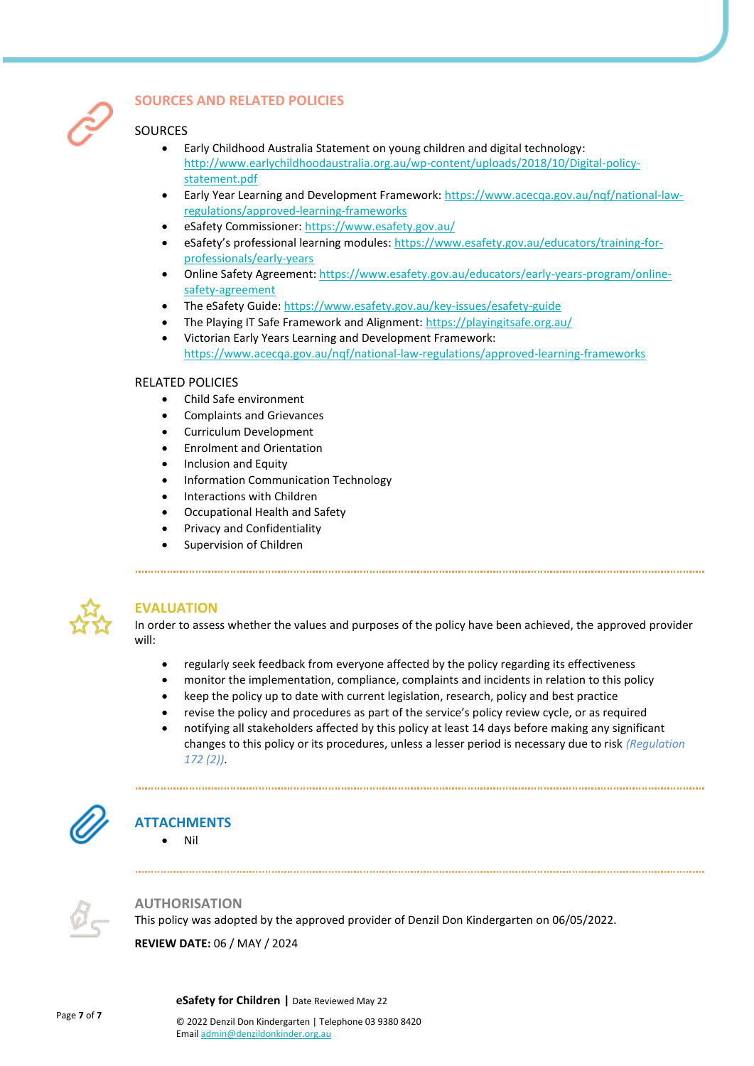## SOURCES AND RELATED POLICIES

### SOURCES

- Early Childhood Australia Statement on young children and digital technology: http://www.earlychildhoodaustralia.org.au/wp-content/uploads/2018/10/Digital-policy-statement.pdf
- Early Year Learning and Development Framework: https://www.acecqa.gov.au/nqf/national-law-regulations/approved-learning-frameworks
- eSafety Commissioner: https://www.esafety.gov.au/
- eSafety's professional learning modules: https://www.esafety.gov.au/educators/training-for-professionals/early-years
- Online Safety Agreement: https://www.esafety.gov.au/educators/early-years-program/online-safety-agreement
- The eSafety Guide: https://www.esafety.gov.au/key-issues/esafety-guide
- The Playing IT Safe Framework and Alignment: https://playingitsafe.org.au/
- Victorian Early Years Learning and Development Framework: https://www.acecqa.gov.au/nqf/national-law-regulations/approved-learning-frameworks

### RELATED POLICIES

- Child Safe environment
- Complaints and Grievances
- Curriculum Development
- Enrolment and Orientation
- Inclusion and Equity
- Information Communication Technology
- Interactions with Children
- Occupational Health and Safety
- Privacy and Confidentiality
- Supervision of Children

## EVALUATION

In order to assess whether the values and purposes of the policy have been achieved, the approved provider will:

- regularly seek feedback from everyone affected by the policy regarding its effectiveness
- monitor the implementation, compliance, complaints and incidents in relation to this policy
- keep the policy up to date with current legislation, research, policy and best practice
- revise the policy and procedures as part of the service's policy review cycle, or as required
- notifying all stakeholders affected by this policy at least 14 days before making any significant changes to this policy or its procedures, unless a lesser period is necessary due to risk *(Regulation 172 (2))*.

## ATTACHMENTS

- Nil

## AUTHORISATION

This policy was adopted by the approved provider of Denzil Don Kindergarten on 06/05/2022.

**REVIEW DATE:** 06 / MAY / 2024